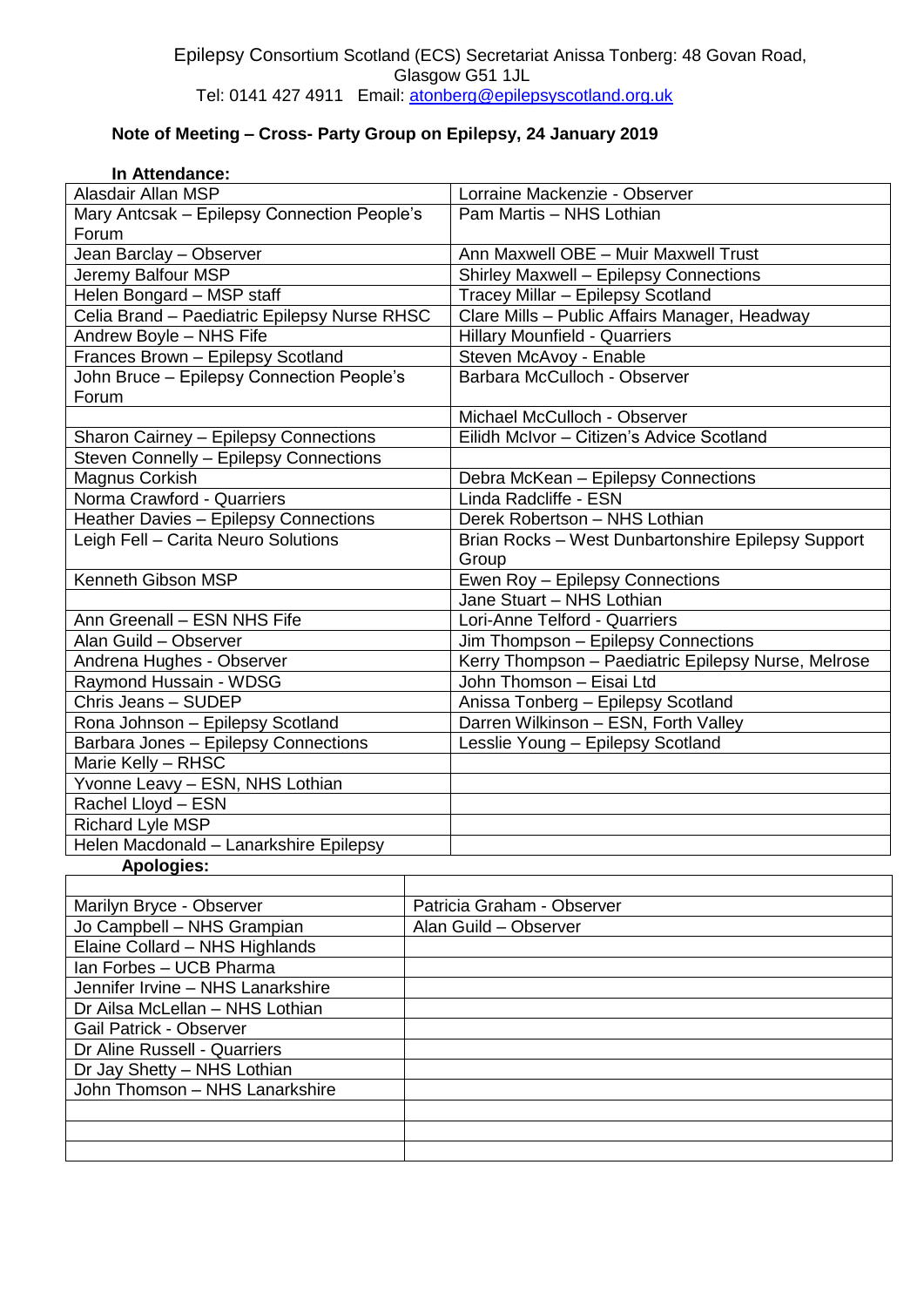Epilepsy Consortium Scotland (ECS) Secretariat Anissa Tonberg: 48 Govan Road, Glasgow G51 1JL
Tel: 0141 427 4911 Email: atonberg@epilepsyscotland.org.uk

## Note of Meeting – Cross- Party Group on Epilepsy, 24 January 2019

**In Attendance:**

| | |
|---|---|
| Alasdair Allan MSP | Lorraine Mackenzie - Observer |
| Mary Antcsak – Epilepsy Connection People's Forum | Pam Martis – NHS Lothian |
| Jean Barclay – Observer | Ann Maxwell OBE – Muir Maxwell Trust |
| Jeremy Balfour MSP | Shirley Maxwell – Epilepsy Connections |
| Helen Bongard – MSP staff | Tracey Millar – Epilepsy Scotland |
| Celia Brand – Paediatric Epilepsy Nurse RHSC | Clare Mills – Public Affairs Manager, Headway |
| Andrew Boyle – NHS Fife | Hillary Mounfield - Quarriers |
| Frances Brown – Epilepsy Scotland | Steven McAvoy - Enable |
| John Bruce – Epilepsy Connection People's Forum | Barbara McCulloch - Observer |
| | Michael McCulloch - Observer |
| Sharon Cairney – Epilepsy Connections | Eilidh McIvor – Citizen's Advice Scotland |
| Steven Connelly – Epilepsy Connections | |
| Magnus Corkish | Debra McKean – Epilepsy Connections |
| Norma Crawford - Quarriers | Linda Radcliffe - ESN |
| Heather Davies – Epilepsy Connections | Derek Robertson – NHS Lothian |
| Leigh Fell – Carita Neuro Solutions | Brian Rocks – West Dunbartonshire Epilepsy Support Group |
| Kenneth Gibson MSP | Ewen Roy – Epilepsy Connections |
| | Jane Stuart – NHS Lothian |
| Ann Greenall – ESN NHS Fife | Lori-Anne Telford - Quarriers |
| Alan Guild – Observer | Jim Thompson – Epilepsy Connections |
| Andrena Hughes - Observer | Kerry Thompson – Paediatric Epilepsy Nurse, Melrose |
| Raymond Hussain - WDSG | John Thomson – Eisai Ltd |
| Chris Jeans – SUDEP | Anissa Tonberg – Epilepsy Scotland |
| Rona Johnson – Epilepsy Scotland | Darren Wilkinson – ESN, Forth Valley |
| Barbara Jones – Epilepsy Connections | Lesslie Young – Epilepsy Scotland |
| Marie Kelly – RHSC | |
| Yvonne Leavy – ESN, NHS Lothian | |
| Rachel Lloyd – ESN | |
| Richard Lyle MSP | |
| Helen Macdonald – Lanarkshire Epilepsy | |

**Apologies:**

| | |
|---|---|
| Marilyn Bryce - Observer | Patricia Graham - Observer |
| Jo Campbell – NHS Grampian | Alan Guild – Observer |
| Elaine Collard – NHS Highlands | |
| Ian Forbes – UCB Pharma | |
| Jennifer Irvine – NHS Lanarkshire | |
| Dr Ailsa McLellan – NHS Lothian | |
| Gail Patrick - Observer | |
| Dr Aline Russell - Quarriers | |
| Dr Jay Shetty – NHS Lothian | |
| John Thomson – NHS Lanarkshire | |
| | |
| | |
| | |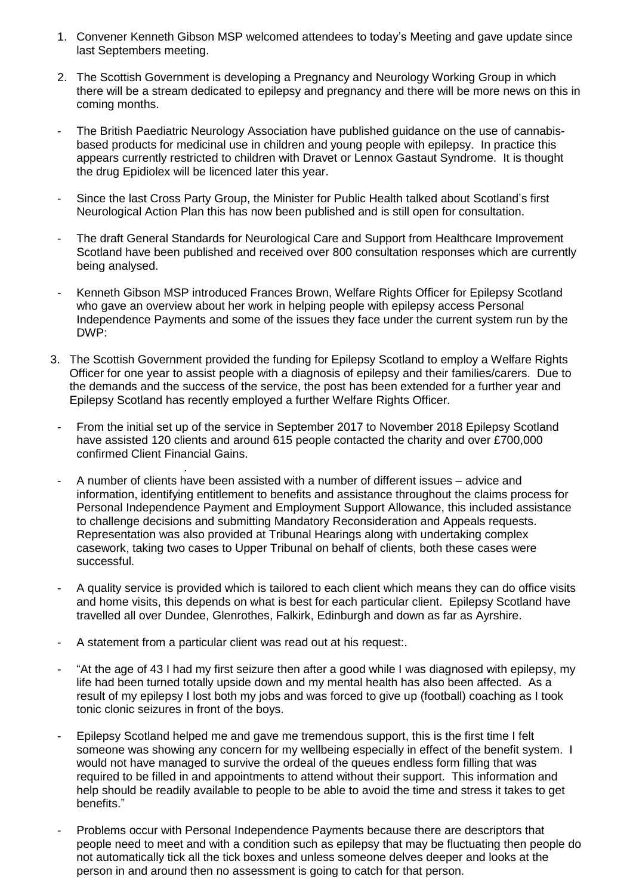1. Convener Kenneth Gibson MSP welcomed attendees to today's Meeting and gave update since last Septembers meeting.

2. The Scottish Government is developing a Pregnancy and Neurology Working Group in which there will be a stream dedicated to epilepsy and pregnancy and there will be more news on this in coming months.

- The British Paediatric Neurology Association have published guidance on the use of cannabis-based products for medicinal use in children and young people with epilepsy. In practice this appears currently restricted to children with Dravet or Lennox Gastaut Syndrome. It is thought the drug Epidiolex will be licenced later this year.

- Since the last Cross Party Group, the Minister for Public Health talked about Scotland's first Neurological Action Plan this has now been published and is still open for consultation.

- The draft General Standards for Neurological Care and Support from Healthcare Improvement Scotland have been published and received over 800 consultation responses which are currently being analysed.

- Kenneth Gibson MSP introduced Frances Brown, Welfare Rights Officer for Epilepsy Scotland who gave an overview about her work in helping people with epilepsy access Personal Independence Payments and some of the issues they face under the current system run by the DWP:

3. The Scottish Government provided the funding for Epilepsy Scotland to employ a Welfare Rights Officer for one year to assist people with a diagnosis of epilepsy and their families/carers. Due to the demands and the success of the service, the post has been extended for a further year and Epilepsy Scotland has recently employed a further Welfare Rights Officer.

- From the initial set up of the service in September 2017 to November 2018 Epilepsy Scotland have assisted 120 clients and around 615 people contacted the charity and over £700,000 confirmed Client Financial Gains.

- A number of clients have been assisted with a number of different issues – advice and information, identifying entitlement to benefits and assistance throughout the claims process for Personal Independence Payment and Employment Support Allowance, this included assistance to challenge decisions and submitting Mandatory Reconsideration and Appeals requests. Representation was also provided at Tribunal Hearings along with undertaking complex casework, taking two cases to Upper Tribunal on behalf of clients, both these cases were successful.

- A quality service is provided which is tailored to each client which means they can do office visits and home visits, this depends on what is best for each particular client. Epilepsy Scotland have travelled all over Dundee, Glenrothes, Falkirk, Edinburgh and down as far as Ayrshire.

- A statement from a particular client was read out at his request:.

- "At the age of 43 I had my first seizure then after a good while I was diagnosed with epilepsy, my life had been turned totally upside down and my mental health has also been affected. As a result of my epilepsy I lost both my jobs and was forced to give up (football) coaching as I took tonic clonic seizures in front of the boys.

- Epilepsy Scotland helped me and gave me tremendous support, this is the first time I felt someone was showing any concern for my wellbeing especially in effect of the benefit system. I would not have managed to survive the ordeal of the queues endless form filling that was required to be filled in and appointments to attend without their support. This information and help should be readily available to people to be able to avoid the time and stress it takes to get benefits."

- Problems occur with Personal Independence Payments because there are descriptors that people need to meet and with a condition such as epilepsy that may be fluctuating then people do not automatically tick all the tick boxes and unless someone delves deeper and looks at the person in and around then no assessment is going to catch for that person.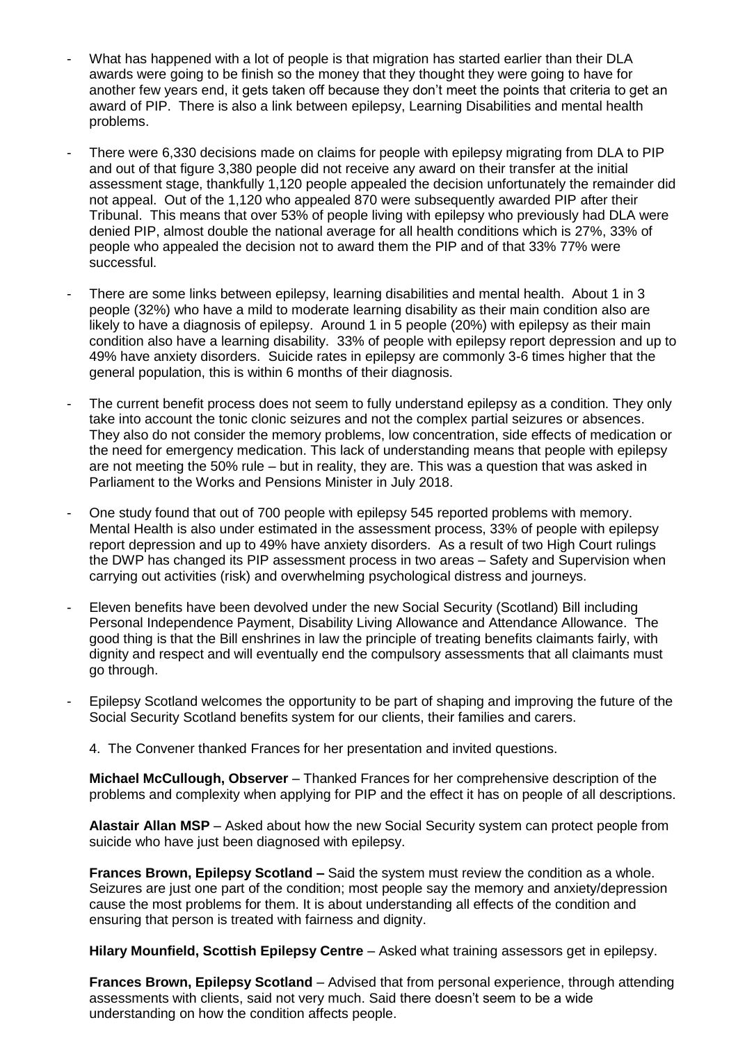- What has happened with a lot of people is that migration has started earlier than their DLA awards were going to be finish so the money that they thought they were going to have for another few years end, it gets taken off because they don't meet the points that criteria to get an award of PIP. There is also a link between epilepsy, Learning Disabilities and mental health problems.

- There were 6,330 decisions made on claims for people with epilepsy migrating from DLA to PIP and out of that figure 3,380 people did not receive any award on their transfer at the initial assessment stage, thankfully 1,120 people appealed the decision unfortunately the remainder did not appeal. Out of the 1,120 who appealed 870 were subsequently awarded PIP after their Tribunal. This means that over 53% of people living with epilepsy who previously had DLA were denied PIP, almost double the national average for all health conditions which is 27%, 33% of people who appealed the decision not to award them the PIP and of that 33% 77% were successful.

- There are some links between epilepsy, learning disabilities and mental health. About 1 in 3 people (32%) who have a mild to moderate learning disability as their main condition also are likely to have a diagnosis of epilepsy. Around 1 in 5 people (20%) with epilepsy as their main condition also have a learning disability. 33% of people with epilepsy report depression and up to 49% have anxiety disorders. Suicide rates in epilepsy are commonly 3-6 times higher that the general population, this is within 6 months of their diagnosis.

- The current benefit process does not seem to fully understand epilepsy as a condition. They only take into account the tonic clonic seizures and not the complex partial seizures or absences. They also do not consider the memory problems, low concentration, side effects of medication or the need for emergency medication. This lack of understanding means that people with epilepsy are not meeting the 50% rule – but in reality, they are. This was a question that was asked in Parliament to the Works and Pensions Minister in July 2018.

- One study found that out of 700 people with epilepsy 545 reported problems with memory. Mental Health is also under estimated in the assessment process, 33% of people with epilepsy report depression and up to 49% have anxiety disorders. As a result of two High Court rulings the DWP has changed its PIP assessment process in two areas – Safety and Supervision when carrying out activities (risk) and overwhelming psychological distress and journeys.

- Eleven benefits have been devolved under the new Social Security (Scotland) Bill including Personal Independence Payment, Disability Living Allowance and Attendance Allowance. The good thing is that the Bill enshrines in law the principle of treating benefits claimants fairly, with dignity and respect and will eventually end the compulsory assessments that all claimants must go through.

- Epilepsy Scotland welcomes the opportunity to be part of shaping and improving the future of the Social Security Scotland benefits system for our clients, their families and carers.

4. The Convener thanked Frances for her presentation and invited questions.

**Michael McCullough, Observer** – Thanked Frances for her comprehensive description of the problems and complexity when applying for PIP and the effect it has on people of all descriptions.

**Alastair Allan MSP** – Asked about how the new Social Security system can protect people from suicide who have just been diagnosed with epilepsy.

**Frances Brown, Epilepsy Scotland –** Said the system must review the condition as a whole. Seizures are just one part of the condition; most people say the memory and anxiety/depression cause the most problems for them. It is about understanding all effects of the condition and ensuring that person is treated with fairness and dignity.

**Hilary Mounfield, Scottish Epilepsy Centre** – Asked what training assessors get in epilepsy.

**Frances Brown, Epilepsy Scotland** – Advised that from personal experience, through attending assessments with clients, said not very much. Said there doesn't seem to be a wide understanding on how the condition affects people.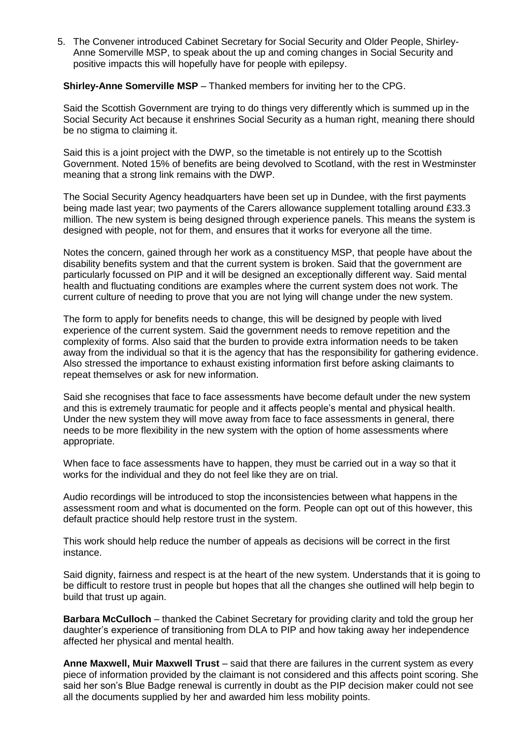5. The Convener introduced Cabinet Secretary for Social Security and Older People, Shirley-Anne Somerville MSP, to speak about the up and coming changes in Social Security and positive impacts this will hopefully have for people with epilepsy.

**Shirley-Anne Somerville MSP** – Thanked members for inviting her to the CPG.

Said the Scottish Government are trying to do things very differently which is summed up in the Social Security Act because it enshrines Social Security as a human right, meaning there should be no stigma to claiming it.

Said this is a joint project with the DWP, so the timetable is not entirely up to the Scottish Government. Noted 15% of benefits are being devolved to Scotland, with the rest in Westminster meaning that a strong link remains with the DWP.

The Social Security Agency headquarters have been set up in Dundee, with the first payments being made last year; two payments of the Carers allowance supplement totalling around £33.3 million. The new system is being designed through experience panels. This means the system is designed with people, not for them, and ensures that it works for everyone all the time.

Notes the concern, gained through her work as a constituency MSP, that people have about the disability benefits system and that the current system is broken. Said that the government are particularly focussed on PIP and it will be designed an exceptionally different way. Said mental health and fluctuating conditions are examples where the current system does not work. The current culture of needing to prove that you are not lying will change under the new system.

The form to apply for benefits needs to change, this will be designed by people with lived experience of the current system. Said the government needs to remove repetition and the complexity of forms. Also said that the burden to provide extra information needs to be taken away from the individual so that it is the agency that has the responsibility for gathering evidence. Also stressed the importance to exhaust existing information first before asking claimants to repeat themselves or ask for new information.

Said she recognises that face to face assessments have become default under the new system and this is extremely traumatic for people and it affects people's mental and physical health. Under the new system they will move away from face to face assessments in general, there needs to be more flexibility in the new system with the option of home assessments where appropriate.

When face to face assessments have to happen, they must be carried out in a way so that it works for the individual and they do not feel like they are on trial.

Audio recordings will be introduced to stop the inconsistencies between what happens in the assessment room and what is documented on the form. People can opt out of this however, this default practice should help restore trust in the system.

This work should help reduce the number of appeals as decisions will be correct in the first instance.

Said dignity, fairness and respect is at the heart of the new system. Understands that it is going to be difficult to restore trust in people but hopes that all the changes she outlined will help begin to build that trust up again.

**Barbara McCulloch** – thanked the Cabinet Secretary for providing clarity and told the group her daughter's experience of transitioning from DLA to PIP and how taking away her independence affected her physical and mental health.

**Anne Maxwell, Muir Maxwell Trust** – said that there are failures in the current system as every piece of information provided by the claimant is not considered and this affects point scoring. She said her son's Blue Badge renewal is currently in doubt as the PIP decision maker could not see all the documents supplied by her and awarded him less mobility points.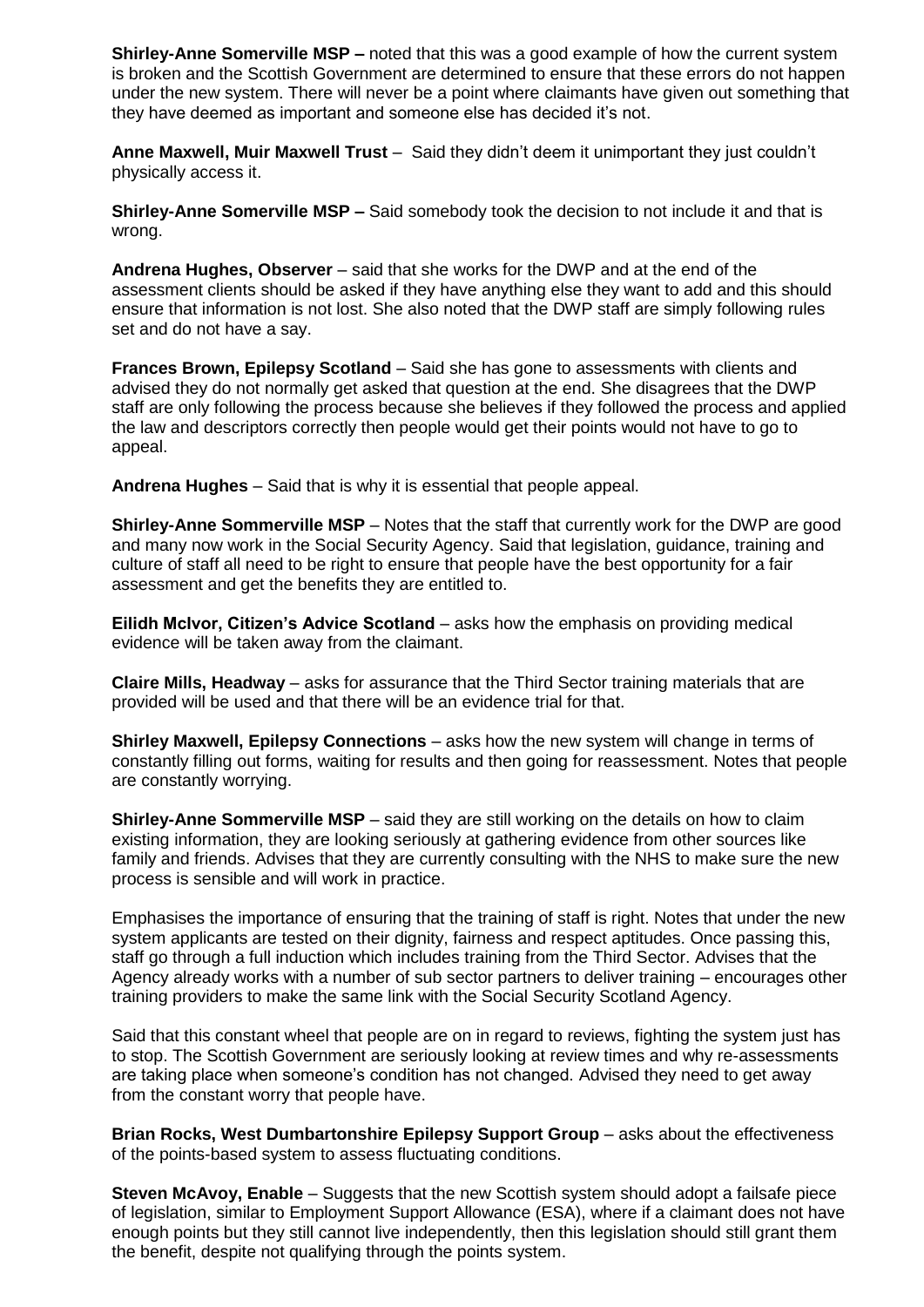**Shirley-Anne Somerville MSP –** noted that this was a good example of how the current system is broken and the Scottish Government are determined to ensure that these errors do not happen under the new system. There will never be a point where claimants have given out something that they have deemed as important and someone else has decided it's not.

**Anne Maxwell, Muir Maxwell Trust** – Said they didn't deem it unimportant they just couldn't physically access it.

**Shirley-Anne Somerville MSP –** Said somebody took the decision to not include it and that is wrong.

**Andrena Hughes, Observer** – said that she works for the DWP and at the end of the assessment clients should be asked if they have anything else they want to add and this should ensure that information is not lost. She also noted that the DWP staff are simply following rules set and do not have a say.

**Frances Brown, Epilepsy Scotland** – Said she has gone to assessments with clients and advised they do not normally get asked that question at the end. She disagrees that the DWP staff are only following the process because she believes if they followed the process and applied the law and descriptors correctly then people would get their points would not have to go to appeal.

**Andrena Hughes** – Said that is why it is essential that people appeal.

**Shirley-Anne Sommerville MSP** – Notes that the staff that currently work for the DWP are good and many now work in the Social Security Agency. Said that legislation, guidance, training and culture of staff all need to be right to ensure that people have the best opportunity for a fair assessment and get the benefits they are entitled to.

**Eilidh McIvor, Citizen's Advice Scotland** – asks how the emphasis on providing medical evidence will be taken away from the claimant.

**Claire Mills, Headway** – asks for assurance that the Third Sector training materials that are provided will be used and that there will be an evidence trial for that.

**Shirley Maxwell, Epilepsy Connections** – asks how the new system will change in terms of constantly filling out forms, waiting for results and then going for reassessment. Notes that people are constantly worrying.

**Shirley-Anne Sommerville MSP** – said they are still working on the details on how to claim existing information, they are looking seriously at gathering evidence from other sources like family and friends. Advises that they are currently consulting with the NHS to make sure the new process is sensible and will work in practice.

Emphasises the importance of ensuring that the training of staff is right. Notes that under the new system applicants are tested on their dignity, fairness and respect aptitudes. Once passing this, staff go through a full induction which includes training from the Third Sector. Advises that the Agency already works with a number of sub sector partners to deliver training – encourages other training providers to make the same link with the Social Security Scotland Agency.

Said that this constant wheel that people are on in regard to reviews, fighting the system just has to stop. The Scottish Government are seriously looking at review times and why re-assessments are taking place when someone's condition has not changed. Advised they need to get away from the constant worry that people have.

**Brian Rocks, West Dumbartonshire Epilepsy Support Group** – asks about the effectiveness of the points-based system to assess fluctuating conditions.

**Steven McAvoy, Enable** – Suggests that the new Scottish system should adopt a failsafe piece of legislation, similar to Employment Support Allowance (ESA), where if a claimant does not have enough points but they still cannot live independently, then this legislation should still grant them the benefit, despite not qualifying through the points system.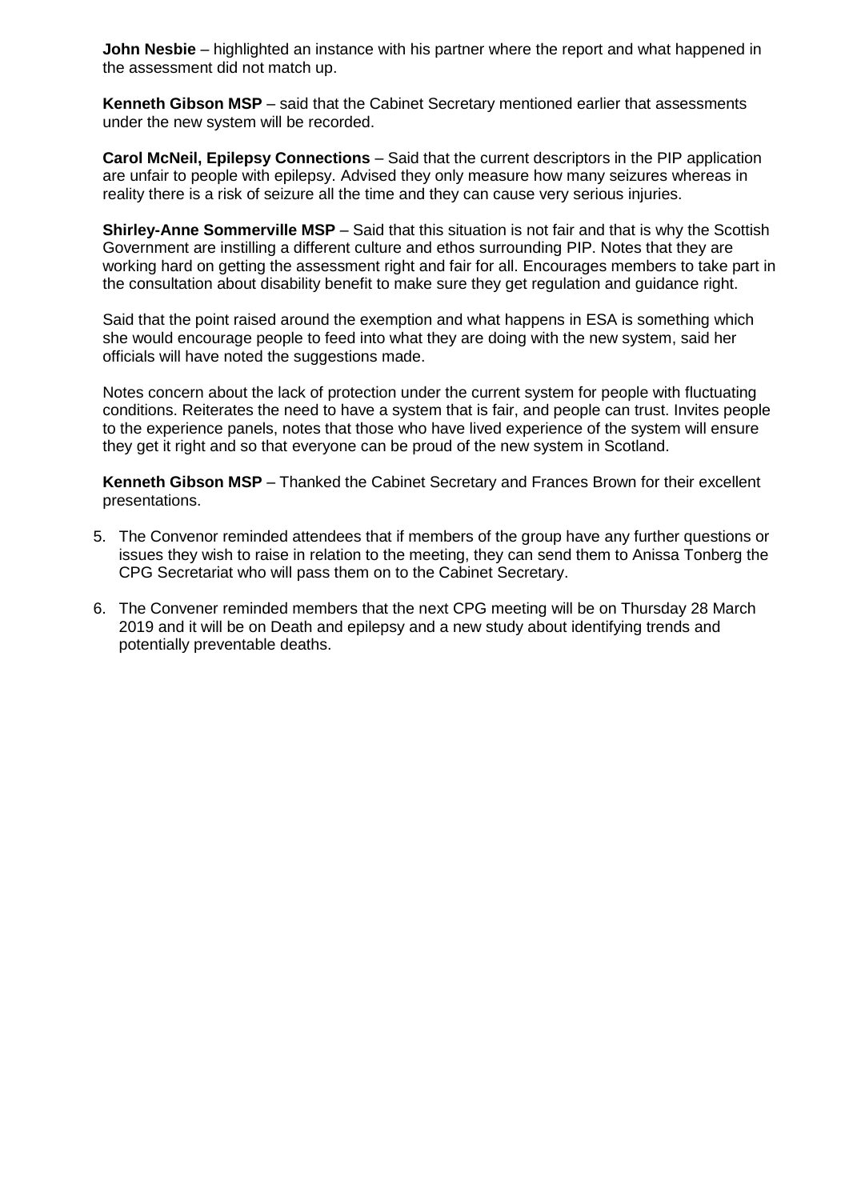**John Nesbie** – highlighted an instance with his partner where the report and what happened in the assessment did not match up.

**Kenneth Gibson MSP** – said that the Cabinet Secretary mentioned earlier that assessments under the new system will be recorded.

**Carol McNeil, Epilepsy Connections** – Said that the current descriptors in the PIP application are unfair to people with epilepsy. Advised they only measure how many seizures whereas in reality there is a risk of seizure all the time and they can cause very serious injuries.

**Shirley-Anne Sommerville MSP** – Said that this situation is not fair and that is why the Scottish Government are instilling a different culture and ethos surrounding PIP. Notes that they are working hard on getting the assessment right and fair for all. Encourages members to take part in the consultation about disability benefit to make sure they get regulation and guidance right.

Said that the point raised around the exemption and what happens in ESA is something which she would encourage people to feed into what they are doing with the new system, said her officials will have noted the suggestions made.

Notes concern about the lack of protection under the current system for people with fluctuating conditions. Reiterates the need to have a system that is fair, and people can trust. Invites people to the experience panels, notes that those who have lived experience of the system will ensure they get it right and so that everyone can be proud of the new system in Scotland.

**Kenneth Gibson MSP** – Thanked the Cabinet Secretary and Frances Brown for their excellent presentations.

5. The Convenor reminded attendees that if members of the group have any further questions or issues they wish to raise in relation to the meeting, they can send them to Anissa Tonberg the CPG Secretariat who will pass them on to the Cabinet Secretary.

6. The Convener reminded members that the next CPG meeting will be on Thursday 28 March 2019 and it will be on Death and epilepsy and a new study about identifying trends and potentially preventable deaths.